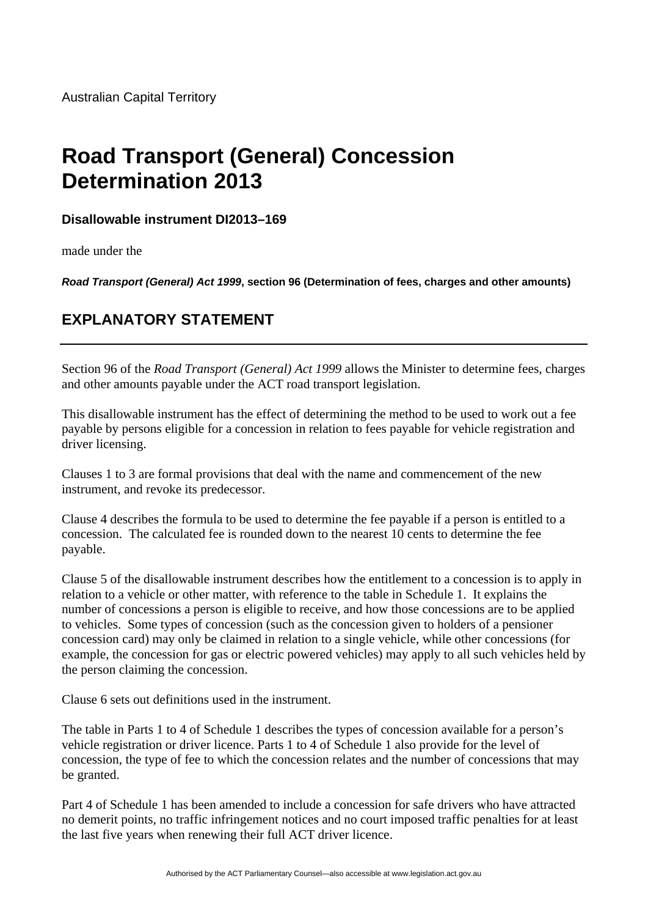Australian Capital Territory

# Road Transport (General) Concession Determination 2013

**Disallowable instrument DI2013–169**

made under the

***Road Transport (General) Act 1999*, section 96 (Determination of fees, charges and other amounts)**

## EXPLANATORY STATEMENT

---

Section 96 of the *Road Transport (General) Act 1999* allows the Minister to determine fees, charges and other amounts payable under the ACT road transport legislation.

This disallowable instrument has the effect of determining the method to be used to work out a fee payable by persons eligible for a concession in relation to fees payable for vehicle registration and driver licensing.

Clauses 1 to 3 are formal provisions that deal with the name and commencement of the new instrument, and revoke its predecessor.

Clause 4 describes the formula to be used to determine the fee payable if a person is entitled to a concession. The calculated fee is rounded down to the nearest 10 cents to determine the fee payable.

Clause 5 of the disallowable instrument describes how the entitlement to a concession is to apply in relation to a vehicle or other matter, with reference to the table in Schedule 1. It explains the number of concessions a person is eligible to receive, and how those concessions are to be applied to vehicles. Some types of concession (such as the concession given to holders of a pensioner concession card) may only be claimed in relation to a single vehicle, while other concessions (for example, the concession for gas or electric powered vehicles) may apply to all such vehicles held by the person claiming the concession.

Clause 6 sets out definitions used in the instrument.

The table in Parts 1 to 4 of Schedule 1 describes the types of concession available for a person's vehicle registration or driver licence. Parts 1 to 4 of Schedule 1 also provide for the level of concession, the type of fee to which the concession relates and the number of concessions that may be granted.

Part 4 of Schedule 1 has been amended to include a concession for safe drivers who have attracted no demerit points, no traffic infringement notices and no court imposed traffic penalties for at least the last five years when renewing their full ACT driver licence.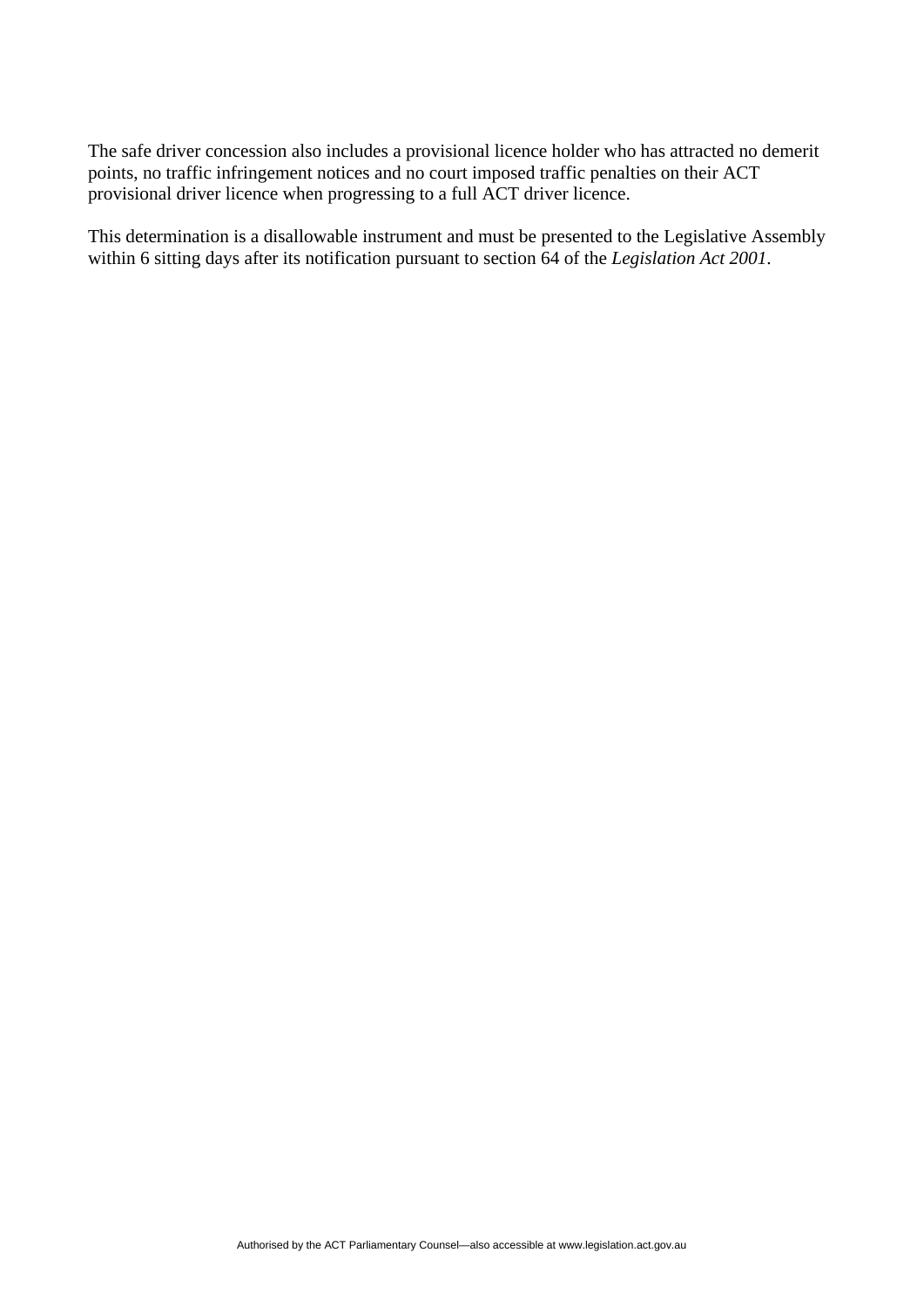The safe driver concession also includes a provisional licence holder who has attracted no demerit points, no traffic infringement notices and no court imposed traffic penalties on their ACT provisional driver licence when progressing to a full ACT driver licence.

This determination is a disallowable instrument and must be presented to the Legislative Assembly within 6 sitting days after its notification pursuant to section 64 of the *Legislation Act 2001*.